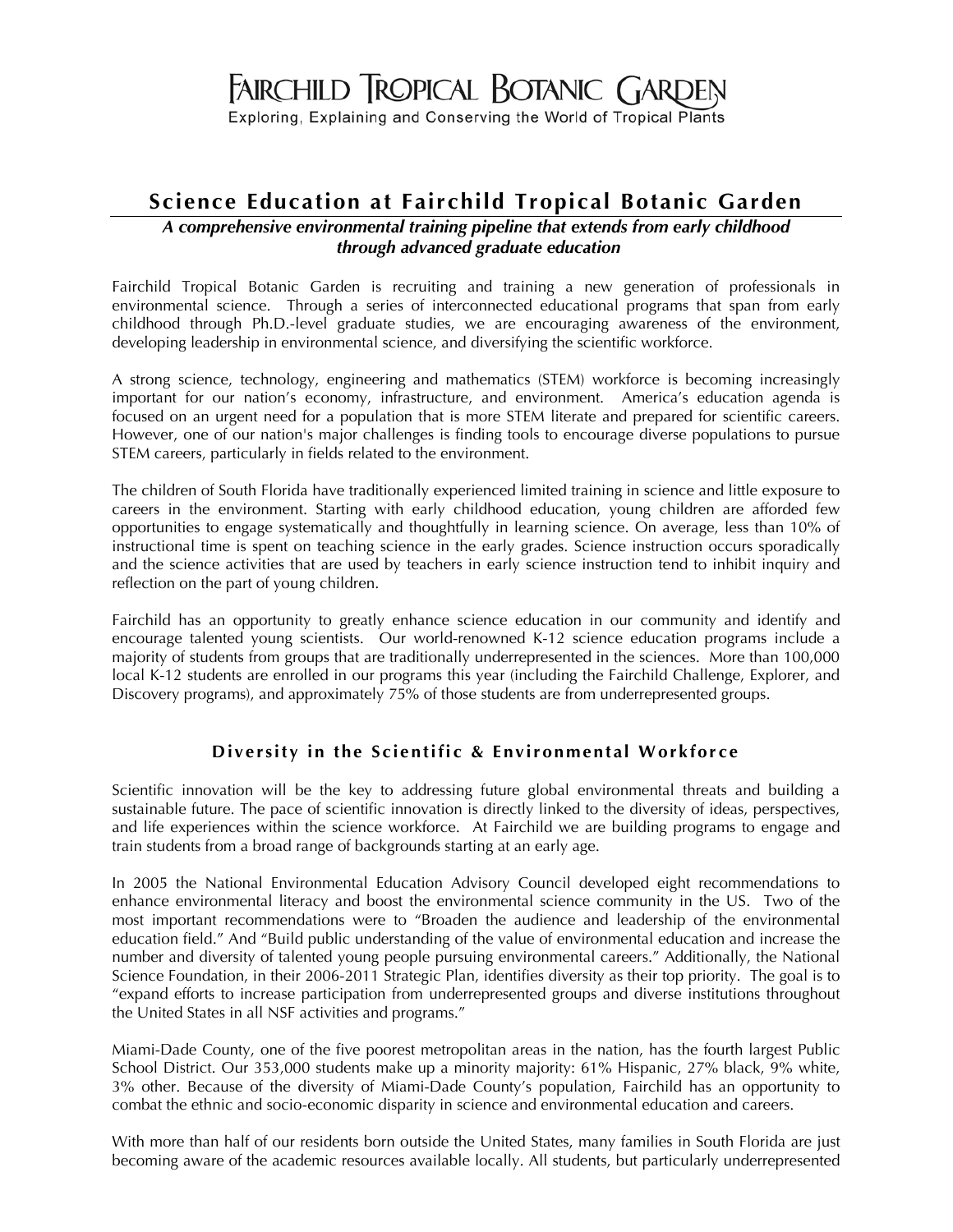# Fairchild Tropical Botanic Garden

Exploring, Explaining and Conserving the World of Tropical Plants

## Science Education at Fairchild Tropical Botanic Garden

***A comprehensive environmental training pipeline that extends from early childhood through advanced graduate education***

Fairchild Tropical Botanic Garden is recruiting and training a new generation of professionals in environmental science. Through a series of interconnected educational programs that span from early childhood through Ph.D.-level graduate studies, we are encouraging awareness of the environment, developing leadership in environmental science, and diversifying the scientific workforce.

A strong science, technology, engineering and mathematics (STEM) workforce is becoming increasingly important for our nation's economy, infrastructure, and environment. America's education agenda is focused on an urgent need for a population that is more STEM literate and prepared for scientific careers. However, one of our nation's major challenges is finding tools to encourage diverse populations to pursue STEM careers, particularly in fields related to the environment.

The children of South Florida have traditionally experienced limited training in science and little exposure to careers in the environment. Starting with early childhood education, young children are afforded few opportunities to engage systematically and thoughtfully in learning science. On average, less than 10% of instructional time is spent on teaching science in the early grades. Science instruction occurs sporadically and the science activities that are used by teachers in early science instruction tend to inhibit inquiry and reflection on the part of young children.

Fairchild has an opportunity to greatly enhance science education in our community and identify and encourage talented young scientists. Our world-renowned K-12 science education programs include a majority of students from groups that are traditionally underrepresented in the sciences. More than 100,000 local K-12 students are enrolled in our programs this year (including the Fairchild Challenge, Explorer, and Discovery programs), and approximately 75% of those students are from underrepresented groups.

### Diversity in the Scientific & Environmental Workforce

Scientific innovation will be the key to addressing future global environmental threats and building a sustainable future. The pace of scientific innovation is directly linked to the diversity of ideas, perspectives, and life experiences within the science workforce. At Fairchild we are building programs to engage and train students from a broad range of backgrounds starting at an early age.

In 2005 the National Environmental Education Advisory Council developed eight recommendations to enhance environmental literacy and boost the environmental science community in the US. Two of the most important recommendations were to "Broaden the audience and leadership of the environmental education field." And "Build public understanding of the value of environmental education and increase the number and diversity of talented young people pursuing environmental careers." Additionally, the National Science Foundation, in their 2006-2011 Strategic Plan, identifies diversity as their top priority. The goal is to "expand efforts to increase participation from underrepresented groups and diverse institutions throughout the United States in all NSF activities and programs."

Miami-Dade County, one of the five poorest metropolitan areas in the nation, has the fourth largest Public School District. Our 353,000 students make up a minority majority: 61% Hispanic, 27% black, 9% white, 3% other. Because of the diversity of Miami-Dade County's population, Fairchild has an opportunity to combat the ethnic and socio-economic disparity in science and environmental education and careers.

With more than half of our residents born outside the United States, many families in South Florida are just becoming aware of the academic resources available locally. All students, but particularly underrepresented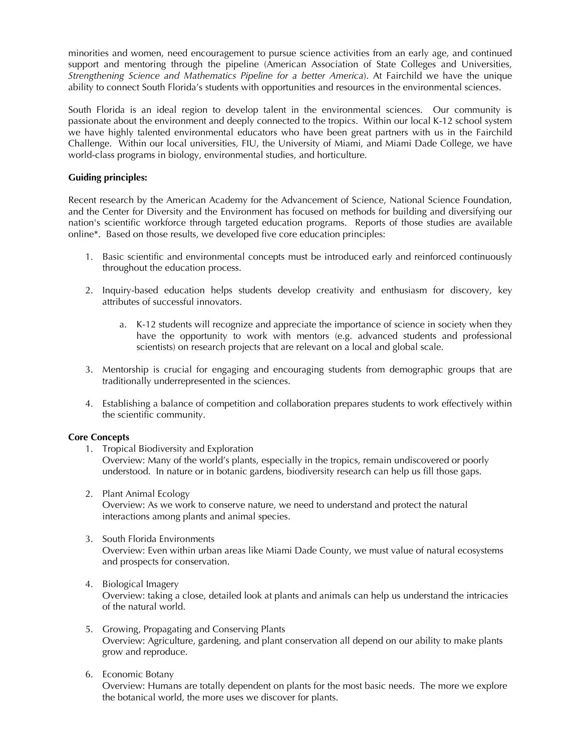minorities and women, need encouragement to pursue science activities from an early age, and continued support and mentoring through the pipeline (American Association of State Colleges and Universities, *Strengthening Science and Mathematics Pipeline for a better America*). At Fairchild we have the unique ability to connect South Florida's students with opportunities and resources in the environmental sciences.

South Florida is an ideal region to develop talent in the environmental sciences. Our community is passionate about the environment and deeply connected to the tropics. Within our local K-12 school system we have highly talented environmental educators who have been great partners with us in the Fairchild Challenge. Within our local universities, FIU, the University of Miami, and Miami Dade College, we have world-class programs in biology, environmental studies, and horticulture.

**Guiding principles:**

Recent research by the American Academy for the Advancement of Science, National Science Foundation, and the Center for Diversity and the Environment has focused on methods for building and diversifying our nation's scientific workforce through targeted education programs. Reports of those studies are available online*. Based on those results, we developed five core education principles:

1. Basic scientific and environmental concepts must be introduced early and reinforced continuously throughout the education process.

2. Inquiry-based education helps students develop creativity and enthusiasm for discovery, key attributes of successful innovators.

    a. K-12 students will recognize and appreciate the importance of science in society when they have the opportunity to work with mentors (e.g. advanced students and professional scientists) on research projects that are relevant on a local and global scale.

3. Mentorship is crucial for engaging and encouraging students from demographic groups that are traditionally underrepresented in the sciences.

4. Establishing a balance of competition and collaboration prepares students to work effectively within the scientific community.

**Core Concepts**

1. Tropical Biodiversity and Exploration
   Overview: Many of the world's plants, especially in the tropics, remain undiscovered or poorly understood. In nature or in botanic gardens, biodiversity research can help us fill those gaps.

2. Plant Animal Ecology
   Overview: As we work to conserve nature, we need to understand and protect the natural interactions among plants and animal species.

3. South Florida Environments
   Overview: Even within urban areas like Miami Dade County, we must value of natural ecosystems and prospects for conservation.

4. Biological Imagery
   Overview: taking a close, detailed look at plants and animals can help us understand the intricacies of the natural world.

5. Growing, Propagating and Conserving Plants
   Overview: Agriculture, gardening, and plant conservation all depend on our ability to make plants grow and reproduce.

6. Economic Botany
   Overview: Humans are totally dependent on plants for the most basic needs. The more we explore the botanical world, the more uses we discover for plants.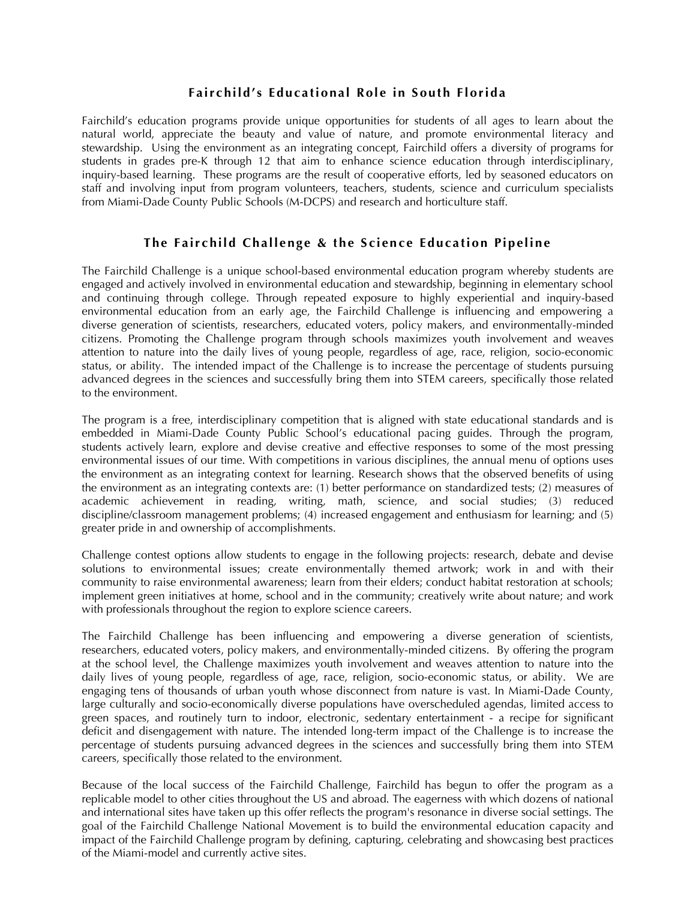## Fairchild's Educational Role in South Florida

Fairchild's education programs provide unique opportunities for students of all ages to learn about the natural world, appreciate the beauty and value of nature, and promote environmental literacy and stewardship. Using the environment as an integrating concept, Fairchild offers a diversity of programs for students in grades pre-K through 12 that aim to enhance science education through interdisciplinary, inquiry-based learning. These programs are the result of cooperative efforts, led by seasoned educators on staff and involving input from program volunteers, teachers, students, science and curriculum specialists from Miami-Dade County Public Schools (M-DCPS) and research and horticulture staff.

## The Fairchild Challenge & the Science Education Pipeline

The Fairchild Challenge is a unique school-based environmental education program whereby students are engaged and actively involved in environmental education and stewardship, beginning in elementary school and continuing through college. Through repeated exposure to highly experiential and inquiry-based environmental education from an early age, the Fairchild Challenge is influencing and empowering a diverse generation of scientists, researchers, educated voters, policy makers, and environmentally-minded citizens. Promoting the Challenge program through schools maximizes youth involvement and weaves attention to nature into the daily lives of young people, regardless of age, race, religion, socio-economic status, or ability. The intended impact of the Challenge is to increase the percentage of students pursuing advanced degrees in the sciences and successfully bring them into STEM careers, specifically those related to the environment.

The program is a free, interdisciplinary competition that is aligned with state educational standards and is embedded in Miami-Dade County Public School's educational pacing guides. Through the program, students actively learn, explore and devise creative and effective responses to some of the most pressing environmental issues of our time. With competitions in various disciplines, the annual menu of options uses the environment as an integrating context for learning. Research shows that the observed benefits of using the environment as an integrating contexts are: (1) better performance on standardized tests; (2) measures of academic achievement in reading, writing, math, science, and social studies; (3) reduced discipline/classroom management problems; (4) increased engagement and enthusiasm for learning; and (5) greater pride in and ownership of accomplishments.

Challenge contest options allow students to engage in the following projects: research, debate and devise solutions to environmental issues; create environmentally themed artwork; work in and with their community to raise environmental awareness; learn from their elders; conduct habitat restoration at schools; implement green initiatives at home, school and in the community; creatively write about nature; and work with professionals throughout the region to explore science careers.

The Fairchild Challenge has been influencing and empowering a diverse generation of scientists, researchers, educated voters, policy makers, and environmentally-minded citizens. By offering the program at the school level, the Challenge maximizes youth involvement and weaves attention to nature into the daily lives of young people, regardless of age, race, religion, socio-economic status, or ability. We are engaging tens of thousands of urban youth whose disconnect from nature is vast. In Miami-Dade County, large culturally and socio-economically diverse populations have overscheduled agendas, limited access to green spaces, and routinely turn to indoor, electronic, sedentary entertainment - a recipe for significant deficit and disengagement with nature. The intended long-term impact of the Challenge is to increase the percentage of students pursuing advanced degrees in the sciences and successfully bring them into STEM careers, specifically those related to the environment.

Because of the local success of the Fairchild Challenge, Fairchild has begun to offer the program as a replicable model to other cities throughout the US and abroad. The eagerness with which dozens of national and international sites have taken up this offer reflects the program's resonance in diverse social settings. The goal of the Fairchild Challenge National Movement is to build the environmental education capacity and impact of the Fairchild Challenge program by defining, capturing, celebrating and showcasing best practices of the Miami-model and currently active sites.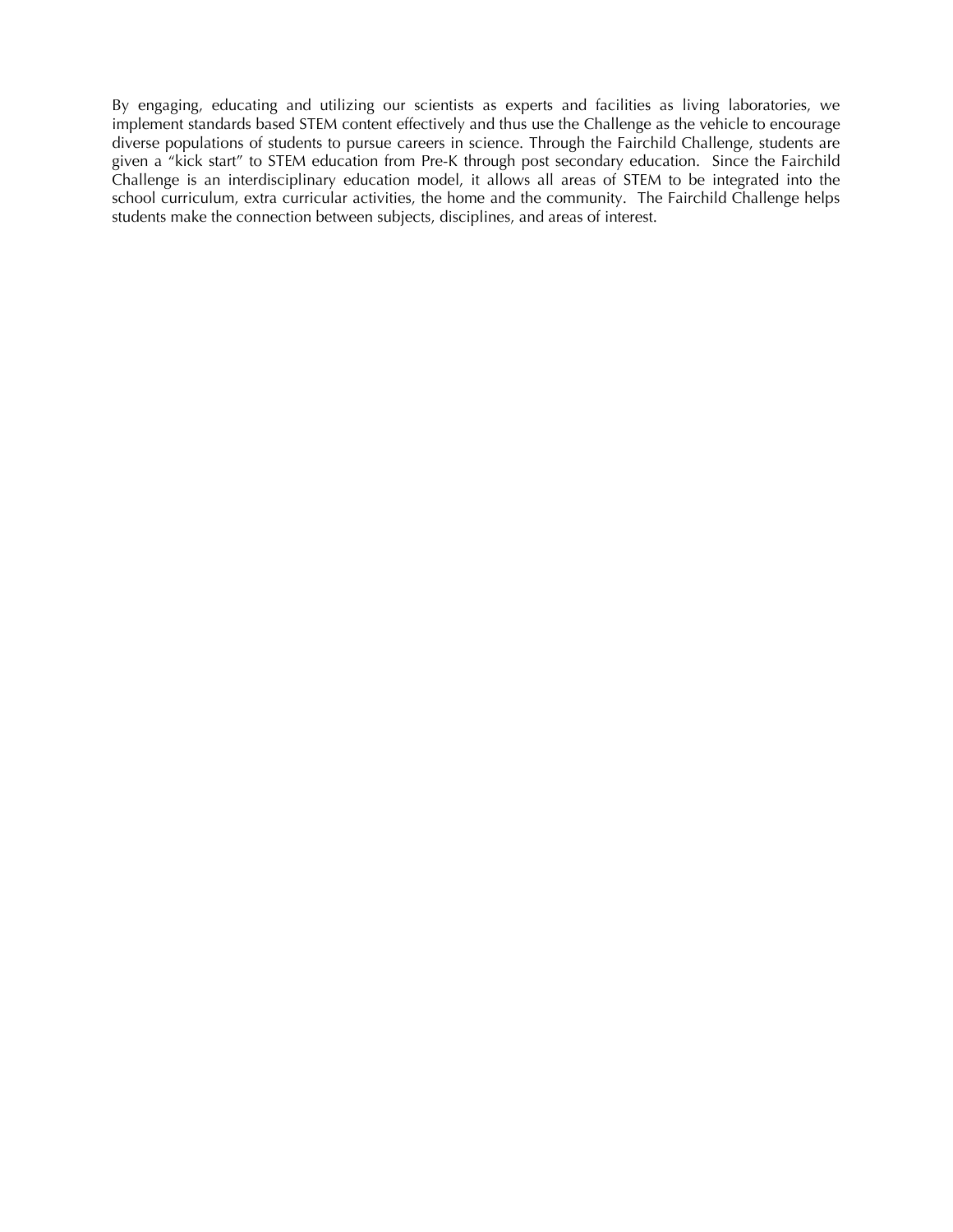By engaging, educating and utilizing our scientists as experts and facilities as living laboratories, we implement standards based STEM content effectively and thus use the Challenge as the vehicle to encourage diverse populations of students to pursue careers in science. Through the Fairchild Challenge, students are given a "kick start" to STEM education from Pre-K through post secondary education. Since the Fairchild Challenge is an interdisciplinary education model, it allows all areas of STEM to be integrated into the school curriculum, extra curricular activities, the home and the community. The Fairchild Challenge helps students make the connection between subjects, disciplines, and areas of interest.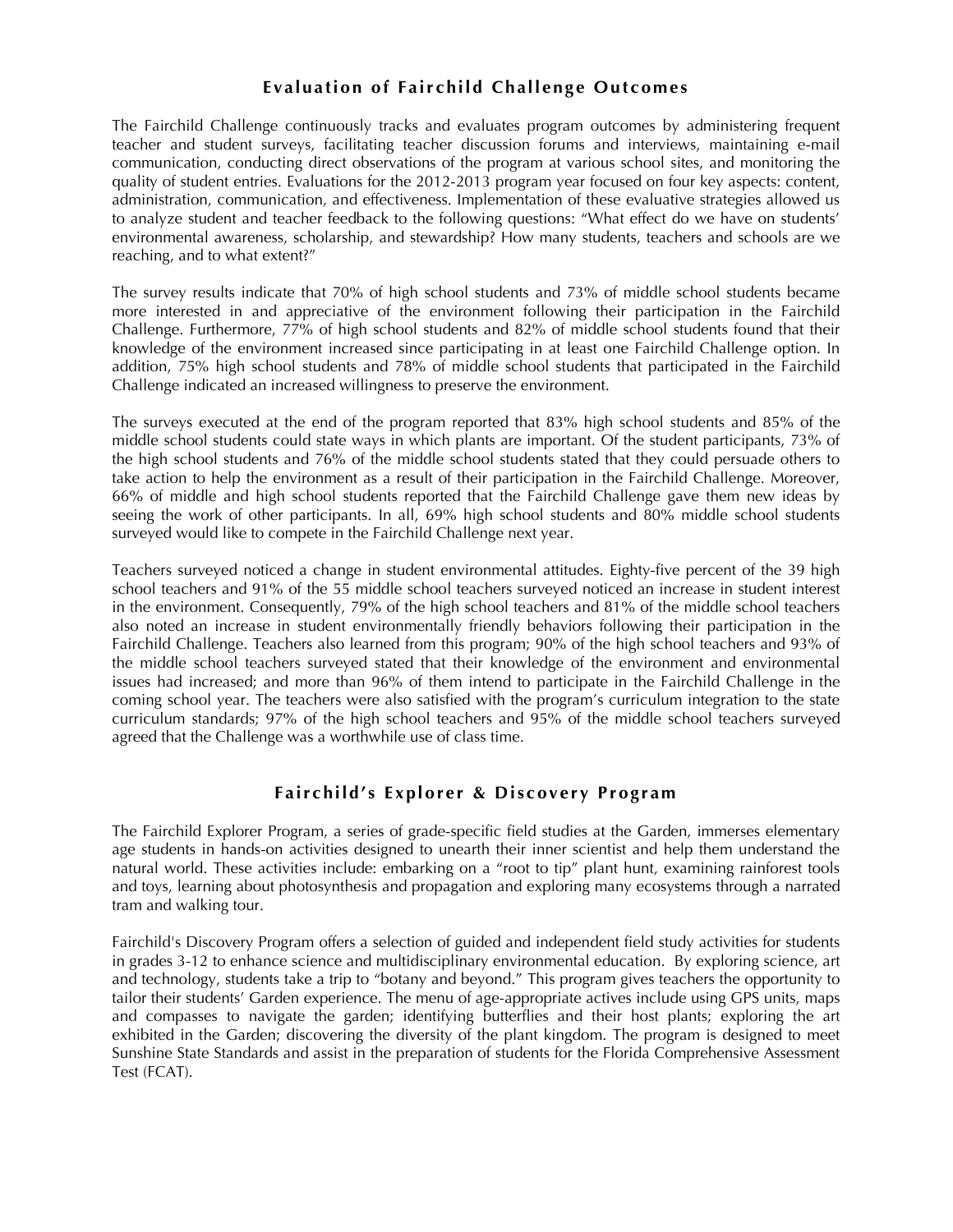## Evaluation of Fairchild Challenge Outcomes

The Fairchild Challenge continuously tracks and evaluates program outcomes by administering frequent teacher and student surveys, facilitating teacher discussion forums and interviews, maintaining e-mail communication, conducting direct observations of the program at various school sites, and monitoring the quality of student entries. Evaluations for the 2012-2013 program year focused on four key aspects: content, administration, communication, and effectiveness. Implementation of these evaluative strategies allowed us to analyze student and teacher feedback to the following questions: "What effect do we have on students' environmental awareness, scholarship, and stewardship? How many students, teachers and schools are we reaching, and to what extent?"

The survey results indicate that 70% of high school students and 73% of middle school students became more interested in and appreciative of the environment following their participation in the Fairchild Challenge. Furthermore, 77% of high school students and 82% of middle school students found that their knowledge of the environment increased since participating in at least one Fairchild Challenge option. In addition, 75% high school students and 78% of middle school students that participated in the Fairchild Challenge indicated an increased willingness to preserve the environment.

The surveys executed at the end of the program reported that 83% high school students and 85% of the middle school students could state ways in which plants are important. Of the student participants, 73% of the high school students and 76% of the middle school students stated that they could persuade others to take action to help the environment as a result of their participation in the Fairchild Challenge. Moreover, 66% of middle and high school students reported that the Fairchild Challenge gave them new ideas by seeing the work of other participants. In all, 69% high school students and 80% middle school students surveyed would like to compete in the Fairchild Challenge next year.

Teachers surveyed noticed a change in student environmental attitudes. Eighty-five percent of the 39 high school teachers and 91% of the 55 middle school teachers surveyed noticed an increase in student interest in the environment. Consequently, 79% of the high school teachers and 81% of the middle school teachers also noted an increase in student environmentally friendly behaviors following their participation in the Fairchild Challenge. Teachers also learned from this program; 90% of the high school teachers and 93% of the middle school teachers surveyed stated that their knowledge of the environment and environmental issues had increased; and more than 96% of them intend to participate in the Fairchild Challenge in the coming school year. The teachers were also satisfied with the program's curriculum integration to the state curriculum standards; 97% of the high school teachers and 95% of the middle school teachers surveyed agreed that the Challenge was a worthwhile use of class time.

## Fairchild's Explorer & Discovery Program

The Fairchild Explorer Program, a series of grade-specific field studies at the Garden, immerses elementary age students in hands-on activities designed to unearth their inner scientist and help them understand the natural world. These activities include: embarking on a "root to tip" plant hunt, examining rainforest tools and toys, learning about photosynthesis and propagation and exploring many ecosystems through a narrated tram and walking tour.

Fairchild's Discovery Program offers a selection of guided and independent field study activities for students in grades 3-12 to enhance science and multidisciplinary environmental education. By exploring science, art and technology, students take a trip to "botany and beyond." This program gives teachers the opportunity to tailor their students' Garden experience. The menu of age-appropriate actives include using GPS units, maps and compasses to navigate the garden; identifying butterflies and their host plants; exploring the art exhibited in the Garden; discovering the diversity of the plant kingdom. The program is designed to meet Sunshine State Standards and assist in the preparation of students for the Florida Comprehensive Assessment Test (FCAT).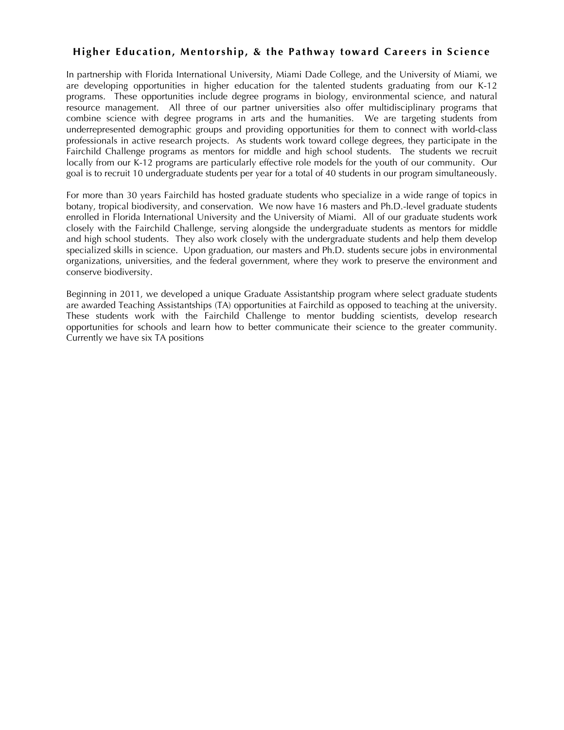## Higher Education, Mentorship, & the Pathway toward Careers in Science

In partnership with Florida International University, Miami Dade College, and the University of Miami, we are developing opportunities in higher education for the talented students graduating from our K-12 programs. These opportunities include degree programs in biology, environmental science, and natural resource management. All three of our partner universities also offer multidisciplinary programs that combine science with degree programs in arts and the humanities. We are targeting students from underrepresented demographic groups and providing opportunities for them to connect with world-class professionals in active research projects. As students work toward college degrees, they participate in the Fairchild Challenge programs as mentors for middle and high school students. The students we recruit locally from our K-12 programs are particularly effective role models for the youth of our community. Our goal is to recruit 10 undergraduate students per year for a total of 40 students in our program simultaneously.

For more than 30 years Fairchild has hosted graduate students who specialize in a wide range of topics in botany, tropical biodiversity, and conservation. We now have 16 masters and Ph.D.-level graduate students enrolled in Florida International University and the University of Miami. All of our graduate students work closely with the Fairchild Challenge, serving alongside the undergraduate students as mentors for middle and high school students. They also work closely with the undergraduate students and help them develop specialized skills in science. Upon graduation, our masters and Ph.D. students secure jobs in environmental organizations, universities, and the federal government, where they work to preserve the environment and conserve biodiversity.

Beginning in 2011, we developed a unique Graduate Assistantship program where select graduate students are awarded Teaching Assistantships (TA) opportunities at Fairchild as opposed to teaching at the university. These students work with the Fairchild Challenge to mentor budding scientists, develop research opportunities for schools and learn how to better communicate their science to the greater community. Currently we have six TA positions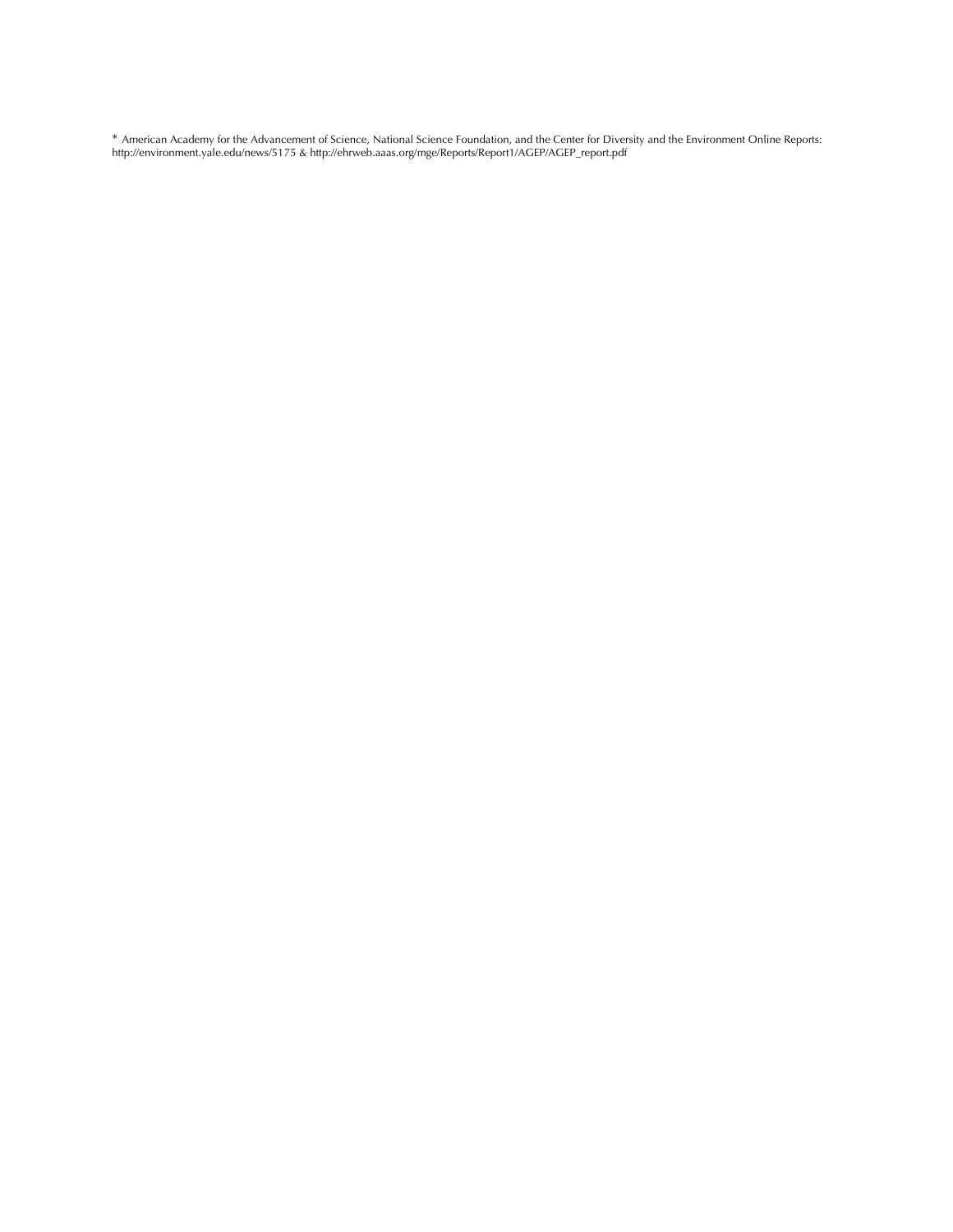* American Academy for the Advancement of Science, National Science Foundation, and the Center for Diversity and the Environment Online Reports: http://environment.yale.edu/news/5175 & http://ehrweb.aaas.org/mge/Reports/Report1/AGEP/AGEP_report.pdf